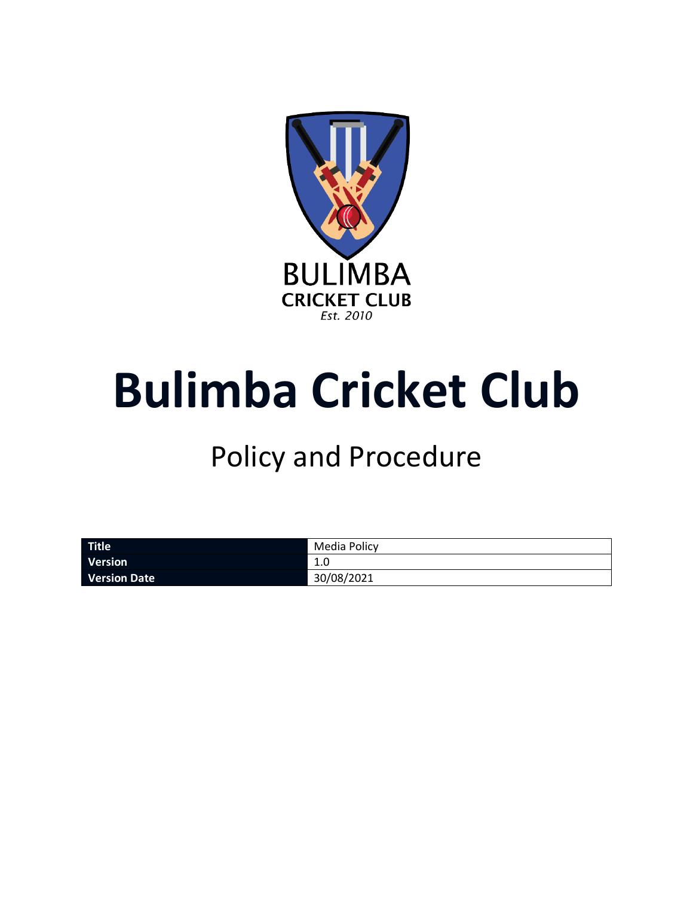BULIMBA
CRICKET CLUB
*Est. 2010*

# Bulimba Cricket Club

## Policy and Procedure

| **Title** | Media Policy |
|---|---|
| **Version** | 1.0 |
| **Version Date** | 30/08/2021 |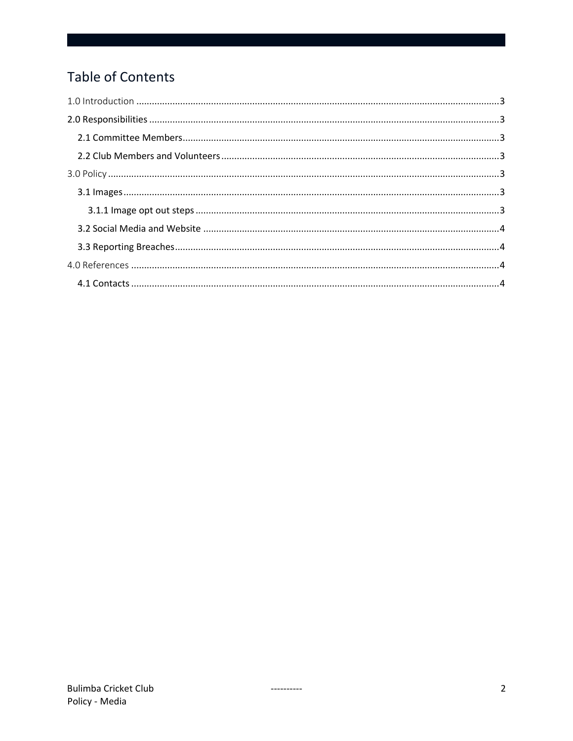# Table of Contents

1.0 Introduction ........................................................................................................................................3

**2.0 Responsibilities** ....................................................................................................................................3

  **2.1 Committee Members** ..........................................................................................................................3

  **2.2 Club Members and Volunteers** ..........................................................................................................3

3.0 Policy ......................................................................................................................................................3

  **3.1 Images** .................................................................................................................................................3

    **3.1.1 Image opt out steps** .....................................................................................................................3

  **3.2 Social Media and Website** .................................................................................................................4

  **3.3 Reporting Breaches** ...........................................................................................................................4

4.0 References ..............................................................................................................................................4

  **4.1 Contacts** .............................................................................................................................................4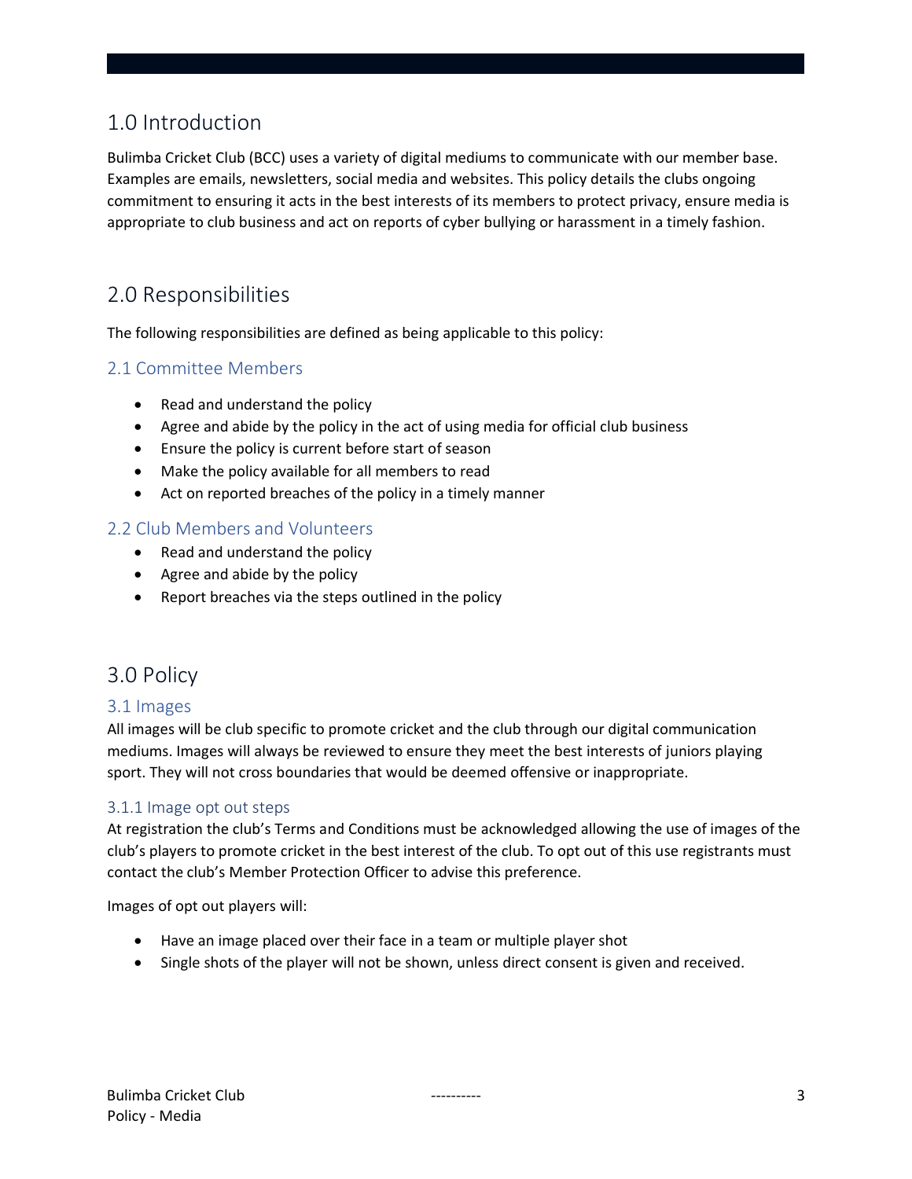## 1.0 Introduction

Bulimba Cricket Club (BCC) uses a variety of digital mediums to communicate with our member base. Examples are emails, newsletters, social media and websites. This policy details the clubs ongoing commitment to ensuring it acts in the best interests of its members to protect privacy, ensure media is appropriate to club business and act on reports of cyber bullying or harassment in a timely fashion.

## 2.0 Responsibilities

The following responsibilities are defined as being applicable to this policy:

### 2.1 Committee Members

- Read and understand the policy
- Agree and abide by the policy in the act of using media for official club business
- Ensure the policy is current before start of season
- Make the policy available for all members to read
- Act on reported breaches of the policy in a timely manner

### 2.2 Club Members and Volunteers

- Read and understand the policy
- Agree and abide by the policy
- Report breaches via the steps outlined in the policy

## 3.0 Policy

### 3.1 Images

All images will be club specific to promote cricket and the club through our digital communication mediums. Images will always be reviewed to ensure they meet the best interests of juniors playing sport. They will not cross boundaries that would be deemed offensive or inappropriate.

#### 3.1.1 Image opt out steps

At registration the club's Terms and Conditions must be acknowledged allowing the use of images of the club's players to promote cricket in the best interest of the club. To opt out of this use registrants must contact the club's Member Protection Officer to advise this preference.

Images of opt out players will:

- Have an image placed over their face in a team or multiple player shot
- Single shots of the player will not be shown, unless direct consent is given and received.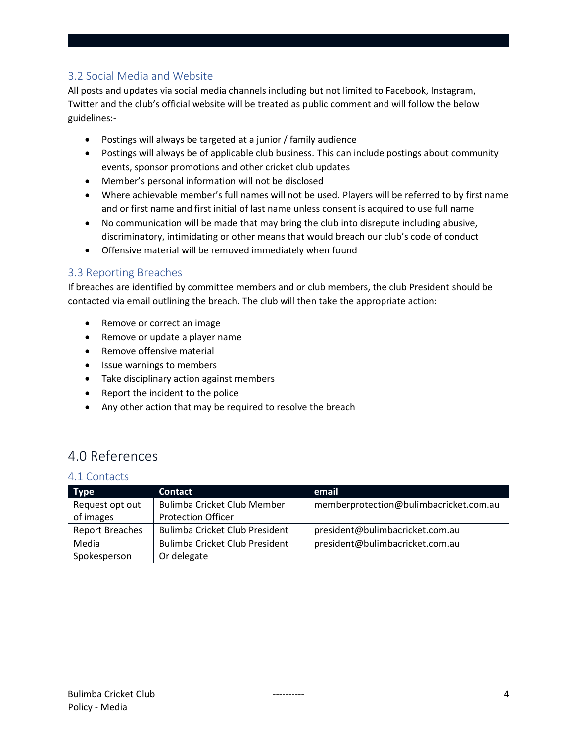### 3.2 Social Media and Website

All posts and updates via social media channels including but not limited to Facebook, Instagram, Twitter and the club's official website will be treated as public comment and will follow the below guidelines:-

- Postings will always be targeted at a junior / family audience
- Postings will always be of applicable club business. This can include postings about community events, sponsor promotions and other cricket club updates
- Member's personal information will not be disclosed
- Where achievable member's full names will not be used. Players will be referred to by first name and or first name and first initial of last name unless consent is acquired to use full name
- No communication will be made that may bring the club into disrepute including abusive, discriminatory, intimidating or other means that would breach our club's code of conduct
- Offensive material will be removed immediately when found

### 3.3 Reporting Breaches

If breaches are identified by committee members and or club members, the club President should be contacted via email outlining the breach. The club will then take the appropriate action:

- Remove or correct an image
- Remove or update a player name
- Remove offensive material
- Issue warnings to members
- Take disciplinary action against members
- Report the incident to the police
- Any other action that may be required to resolve the breach

## 4.0 References

### 4.1 Contacts

| Type | Contact | email |
| --- | --- | --- |
| Request opt out of images | Bulimba Cricket Club Member Protection Officer | memberprotection@bulimbacricket.com.au |
| Report Breaches | Bulimba Cricket Club President | president@bulimbacricket.com.au |
| Media Spokesperson | Bulimba Cricket Club President Or delegate | president@bulimbacricket.com.au |